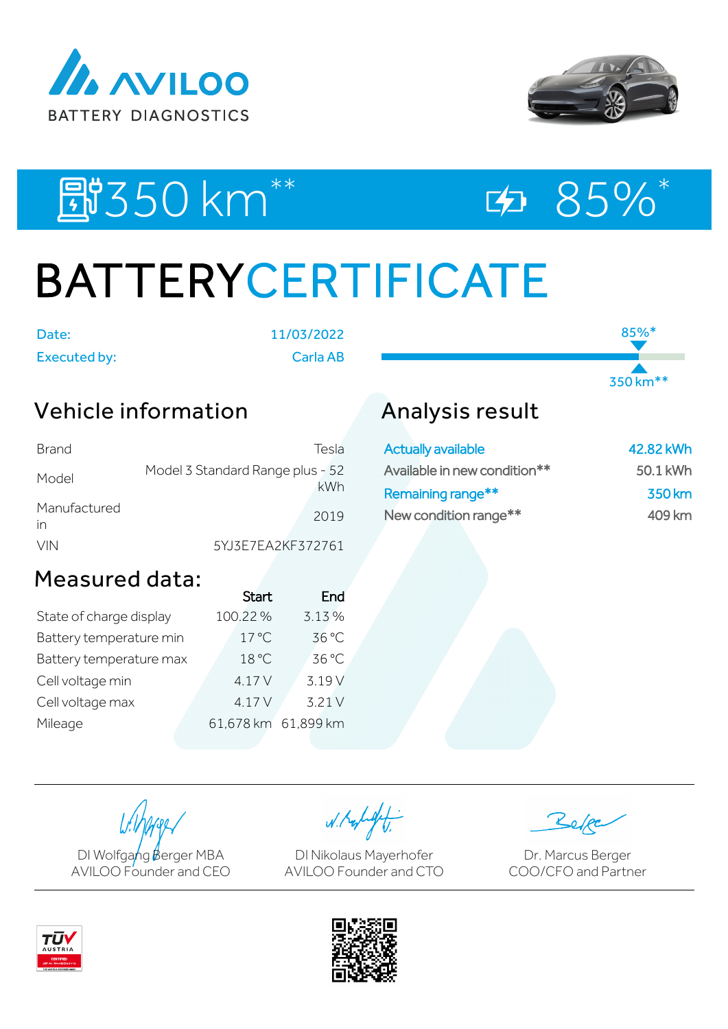AVILOO
BATTERY DIAGNOSTICS

350 km** 85%*

# BATTERYCERTIFICATE

Date: 11/03/2022

Executed by: Carla AB

85%*

350 km**

## Vehicle information

| | |
|---|---|
| Brand | Tesla |
| Model | Model 3 Standard Range plus - 52 kWh |
| Manufactured in | 2019 |
| VIN | 5YJ3E7EA2KF372761 |

## Measured data:

| | Start | End |
|---|---|---|
| State of charge display | 100.22 % | 3.13 % |
| Battery temperature min | 17 °C | 36 °C |
| Battery temperature max | 18 °C | 36 °C |
| Cell voltage min | 4.17 V | 3.19 V |
| Cell voltage max | 4.17 V | 3.21 V |
| Mileage | 61,678 km | 61,899 km |

## Analysis result

| | |
|---|---|
| Actually available | 42.82 kWh |
| Available in new condition** | 50.1 kWh |
| Remaining range** | 350 km |
| New condition range** | 409 km |

DI Wolfgang Berger MBA
AVILOO Founder and CEO

DI Nikolaus Mayerhofer
AVILOO Founder and CTO

Dr. Marcus Berger
COO/CFO and Partner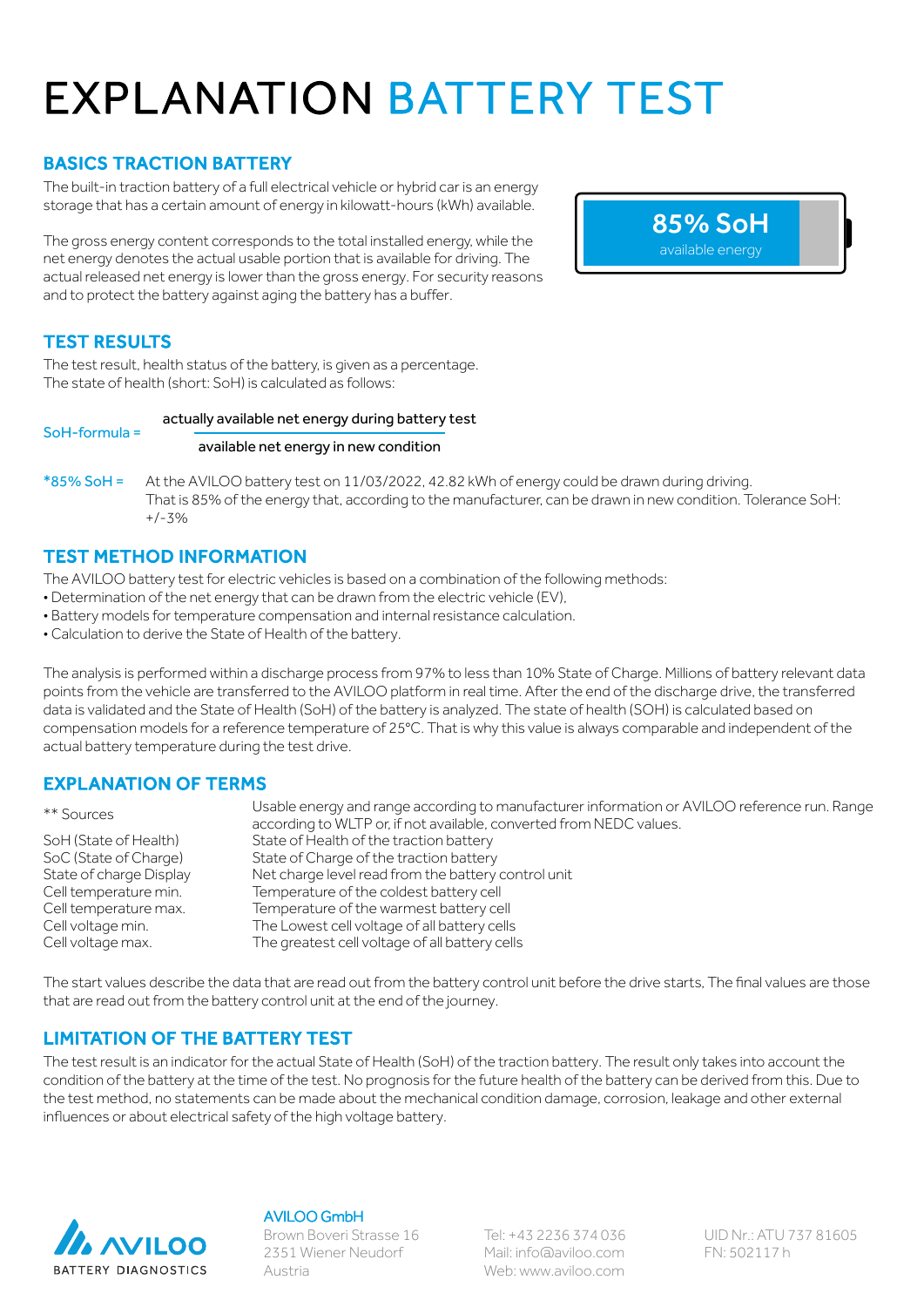# EXPLANATION BATTERY TEST

## BASICS TRACTION BATTERY

The built-in traction battery of a full electrical vehicle or hybrid car is an energy storage that has a certain amount of energy in kilowatt-hours (kWh) available.

The gross energy content corresponds to the total installed energy, while the net energy denotes the actual usable portion that is available for driving. The actual released net energy is lower than the gross energy. For security reasons and to protect the battery against aging the battery has a buffer.

**85% SoH**
available energy

## TEST RESULTS

The test result, health status of the battery, is given as a percentage.
The state of health (short: SoH) is calculated as follows:

$$\text{SoH-formula} = \frac{\text{actually available net energy during battery test}}{\text{available net energy in new condition}}$$

*85% SoH = At the AVILOO battery test on 11/03/2022, 42.82 kWh of energy could be drawn during driving. That is 85% of the energy that, according to the manufacturer, can be drawn in new condition. Tolerance SoH: +/-3%

## TEST METHOD INFORMATION

The AVILOO battery test for electric vehicles is based on a combination of the following methods:

- Determination of the net energy that can be drawn from the electric vehicle (EV),
- Battery models for temperature compensation and internal resistance calculation.
- Calculation to derive the State of Health of the battery.

The analysis is performed within a discharge process from 97% to less than 10% State of Charge. Millions of battery relevant data points from the vehicle are transferred to the AVILOO platform in real time. After the end of the discharge drive, the transferred data is validated and the State of Health (SoH) of the battery is analyzed. The state of health (SOH) is calculated based on compensation models for a reference temperature of 25°C. That is why this value is always comparable and independent of the actual battery temperature during the test drive.

## EXPLANATION OF TERMS

| | |
|---|---|
| ** Sources | Usable energy and range according to manufacturer information or AVILOO reference run. Range according to WLTP or, if not available, converted from NEDC values. |
| SoH (State of Health) | State of Health of the traction battery |
| SoC (State of Charge) | State of Charge of the traction battery |
| State of charge Display | Net charge level read from the battery control unit |
| Cell temperature min. | Temperature of the coldest battery cell |
| Cell temperature max. | Temperature of the warmest battery cell |
| Cell voltage min. | The Lowest cell voltage of all battery cells |
| Cell voltage max. | The greatest cell voltage of all battery cells |

The start values describe the data that are read out from the battery control unit before the drive starts, The final values are those that are read out from the battery control unit at the end of the journey.

## LIMITATION OF THE BATTERY TEST

The test result is an indicator for the actual State of Health (SoH) of the traction battery. The result only takes into account the condition of the battery at the time of the test. No prognosis for the future health of the battery can be derived from this. Due to the test method, no statements can be made about the mechanical condition damage, corrosion, leakage and other external influences or about electrical safety of the high voltage battery.

AVILOO BATTERY DIAGNOSTICS

AVILOO GmbH
Brown Boveri Strasse 16
2351 Wiener Neudorf
Austria

Tel: +43 2236 374 036
Mail: info@aviloo.com
Web: www.aviloo.com

UID Nr.: ATU 737 81605
FN: 502117 h